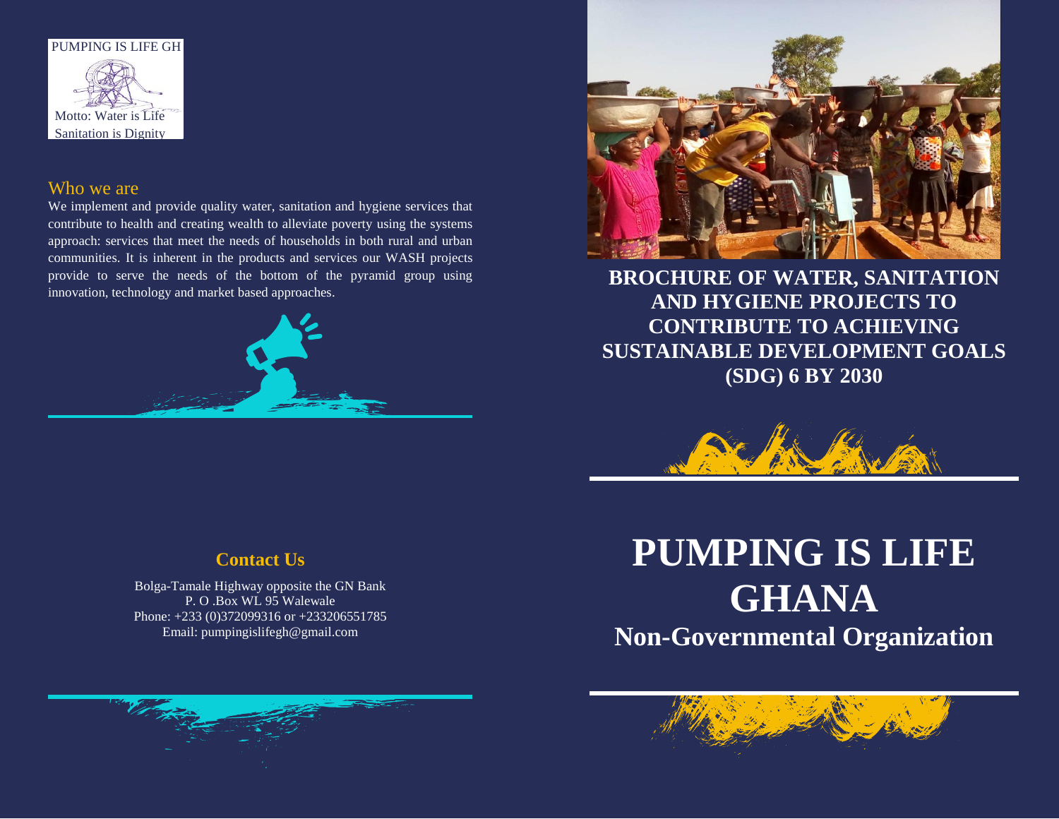PUMPING IS LIFE GH

Motto: Water is Life
Sanitation is Dignity

## Who we are

We implement and provide quality water, sanitation and hygiene services that contribute to health and creating wealth to alleviate poverty using the systems approach: services that meet the needs of households in both rural and urban communities. It is inherent in the products and services our WASH projects provide to serve the needs of the bottom of the pyramid group using innovation, technology and market based approaches.

## Contact Us

Bolga-Tamale Highway opposite the GN Bank
P. O .Box WL 95 Walewale
Phone: +233 (0)372099316 or +233206551785
Email: pumpingislifegh@gmail.com

**BROCHURE OF WATER, SANITATION AND HYGIENE PROJECTS TO CONTRIBUTE TO ACHIEVING SUSTAINABLE DEVELOPMENT GOALS (SDG) 6 BY 2030**

# PUMPING IS LIFE GHANA

## Non-Governmental Organization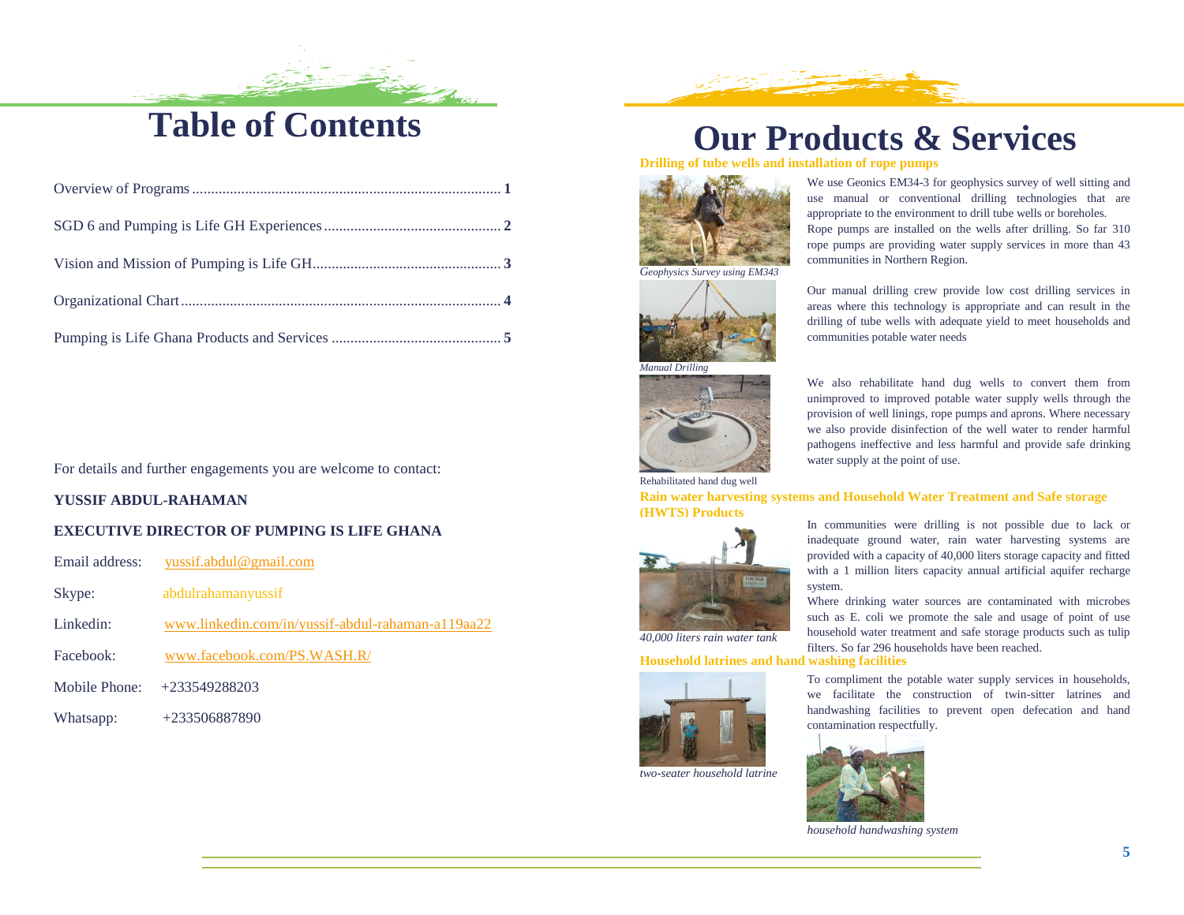# Table of Contents

| | |
|---|---|
| Overview of Programs | 1 |
| SGD 6 and Pumping is Life GH Experiences | 2 |
| Vision and Mission of Pumping is Life GH | 3 |
| Organizational Chart | 4 |
| Pumping is Life Ghana Products and Services | 5 |

For details and further engagements you are welcome to contact:

**YUSSIF ABDUL-RAHAMAN**

**EXECUTIVE DIRECTOR OF PUMPING IS LIFE GHANA**

Email address: yussif.abdul@gmail.com

Skype: abdulrahamanyussif

Linkedin: www.linkedin.com/in/yussif-abdul-rahaman-a119aa22

Facebook: www.facebook.com/PS.WASH.R/

Mobile Phone: +233549288203

Whatsapp: +233506887890

# Our Products & Services

### Drilling of tube wells and installation of rope pumps

*Geophysics Survey using EM343*

We use Geonics EM34-3 for geophysics survey of well sitting and use manual or conventional drilling technologies that are appropriate to the environment to drill tube wells or boreholes. Rope pumps are installed on the wells after drilling. So far 310 rope pumps are providing water supply services in more than 43 communities in Northern Region.

*Manual Drilling*

Our manual drilling crew provide low cost drilling services in areas where this technology is appropriate and can result in the drilling of tube wells with adequate yield to meet households and communities potable water needs

Rehabilitated hand dug well

We also rehabilitate hand dug wells to convert them from unimproved to improved potable water supply wells through the provision of well linings, rope pumps and aprons. Where necessary we also provide disinfection of the well water to render harmful pathogens ineffective and less harmful and provide safe drinking water supply at the point of use.

### Rain water harvesting systems and Household Water Treatment and Safe storage (HWTS) Products

*40,000 liters rain water tank*

In communities were drilling is not possible due to lack or inadequate ground water, rain water harvesting systems are provided with a capacity of 40,000 liters storage capacity and fitted with a 1 million liters capacity annual artificial aquifer recharge system.

Where drinking water sources are contaminated with microbes such as E. coli we promote the sale and usage of point of use household water treatment and safe storage products such as tulip filters. So far 296 households have been reached.

### Household latrines and hand washing facilities

*two-seater household latrine*

To compliment the potable water supply services in households, we facilitate the construction of twin-sitter latrines and handwashing facilities to prevent open defecation and hand contamination respectfully.

*household handwashing system*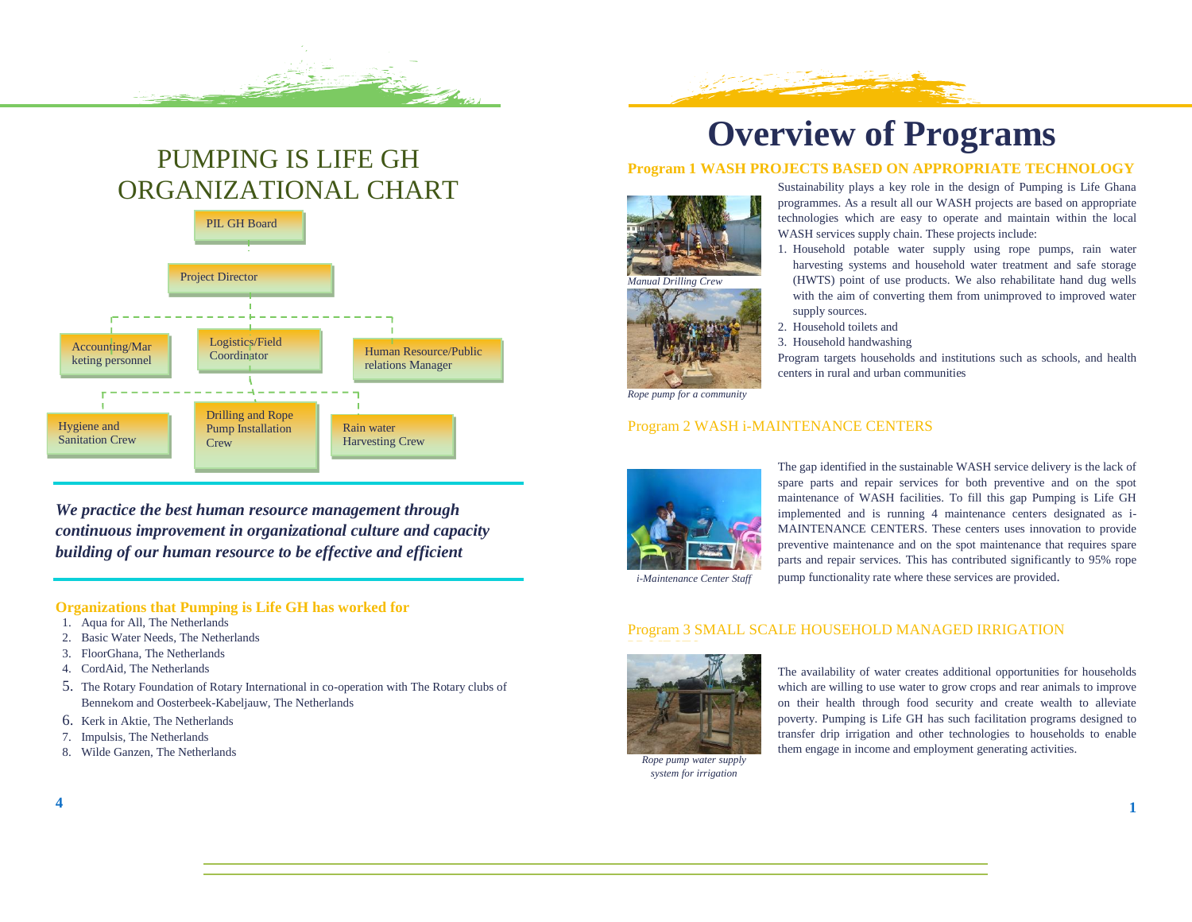# PUMPING IS LIFE GH ORGANIZATIONAL CHART

- PIL GH Board
  - Project Director
    - Accounting/Marketing personnel
    - Logistics/Field Coordinator
      - Hygiene and Sanitation Crew
      - Drilling and Rope Pump Installation Crew
      - Rain water Harvesting Crew
    - Human Resource/Public relations Manager

***We practice the best human resource management through continuous improvement in organizational culture and capacity building of our human resource to be effective and efficient***

**Organizations that Pumping is Life GH has worked for**

1. Aqua for All, The Netherlands
2. Basic Water Needs, The Netherlands
3. FloorGhana, The Netherlands
4. CordAid, The Netherlands
5. The Rotary Foundation of Rotary International in co-operation with The Rotary clubs of Bennekom and Oosterbeek-Kabeljauw, The Netherlands
6. Kerk in Aktie, The Netherlands
7. Impulsis, The Netherlands
8. Wilde Ganzen, The Netherlands

# Overview of Programs

## Program 1 WASH PROJECTS BASED ON APPROPRIATE TECHNOLOGY

*Manual Drilling Crew*

*Rope pump for a community*

Sustainability plays a key role in the design of Pumping is Life Ghana programmes. As a result all our WASH projects are based on appropriate technologies which are easy to operate and maintain within the local WASH services supply chain. These projects include:

1. Household potable water supply using rope pumps, rain water harvesting systems and household water treatment and safe storage (HWTS) point of use products. We also rehabilitate hand dug wells with the aim of converting them from unimproved to improved water supply sources.
2. Household toilets and
3. Household handwashing

Program targets households and institutions such as schools, and health centers in rural and urban communities

## Program 2 WASH i-MAINTENANCE CENTERS

*i-Maintenance Center Staff*

The gap identified in the sustainable WASH service delivery is the lack of spare parts and repair services for both preventive and on the spot maintenance of WASH facilities. To fill this gap Pumping is Life GH implemented and is running 4 maintenance centers designated as i-MAINTENANCE CENTERS. These centers uses innovation to provide preventive maintenance and on the spot maintenance that requires spare parts and repair services. This has contributed significantly to 95% rope pump functionality rate where these services are provided.

## Program 3 SMALL SCALE HOUSEHOLD MANAGED IRRIGATION

*Rope pump water supply system for irrigation*

The availability of water creates additional opportunities for households which are willing to use water to grow crops and rear animals to improve on their health through food security and create wealth to alleviate poverty. Pumping is Life GH has such facilitation programs designed to transfer drip irrigation and other technologies to households to enable them engage in income and employment generating activities.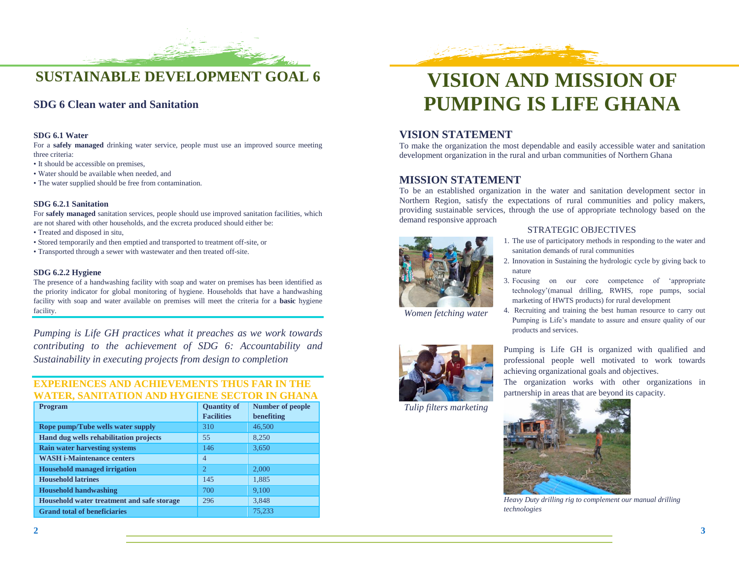# SUSTAINABLE DEVELOPMENT GOAL 6

## SDG 6 Clean water and Sanitation

**SDG 6.1 Water**

For a **safely managed** drinking water service, people must use an improved source meeting three criteria:

- It should be accessible on premises,
- Water should be available when needed, and
- The water supplied should be free from contamination.

**SDG 6.2.1 Sanitation**

For **safely managed** sanitation services, people should use improved sanitation facilities, which are not shared with other households, and the excreta produced should either be:

- Treated and disposed in situ,
- Stored temporarily and then emptied and transported to treatment off-site, or
- Transported through a sewer with wastewater and then treated off-site.

**SDG 6.2.2 Hygiene**

The presence of a handwashing facility with soap and water on premises has been identified as the priority indicator for global monitoring of hygiene. Households that have a handwashing facility with soap and water available on premises will meet the criteria for a **basic** hygiene facility.

*Pumping is Life GH practices what it preaches as we work towards contributing to the achievement of SDG 6: Accountability and Sustainability in executing projects from design to completion*

### EXPERIENCES AND ACHIEVEMENTS THUS FAR IN THE WATER, SANITATION AND HYGIENE SECTOR IN GHANA

| Program | Quantity of Facilities | Number of people benefiting |
|---|---|---|
| **Rope pump/Tube wells water supply** | 310 | 46,500 |
| **Hand dug wells rehabilitation projects** | 55 | 8,250 |
| **Rain water harvesting systems** | 146 | 3,650 |
| **WASH i-Maintenance centers** | 4 | |
| **Household managed irrigation** | 2 | 2,000 |
| **Household latrines** | 145 | 1,885 |
| **Household handwashing** | 700 | 9,100 |
| **Household water treatment and safe storage** | 296 | 3,848 |
| **Grand total of beneficiaries** | | 75,233 |

# VISION AND MISSION OF PUMPING IS LIFE GHANA

## VISION STATEMENT

To make the organization the most dependable and easily accessible water and sanitation development organization in the rural and urban communities of Northern Ghana

## MISSION STATEMENT

To be an established organization in the water and sanitation development sector in Northern Region, satisfy the expectations of rural communities and policy makers, providing sustainable services, through the use of appropriate technology based on the demand responsive approach

*Women fetching water*

### STRATEGIC OBJECTIVES

1. The use of participatory methods in responding to the water and sanitation demands of rural communities
2. Innovation in Sustaining the hydrologic cycle by giving back to nature
3. Focusing on our core competence of 'appropriate technology'(manual drilling, RWHS, rope pumps, social marketing of HWTS products) for rural development
4. Recruiting and training the best human resource to carry out Pumping is Life's mandate to assure and ensure quality of our products and services.

*Tulip filters marketing*

Pumping is Life GH is organized with qualified and professional people well motivated to work towards achieving organizational goals and objectives.

The organization works with other organizations in partnership in areas that are beyond its capacity.

*Heavy Duty drilling rig to complement our manual drilling technologies*